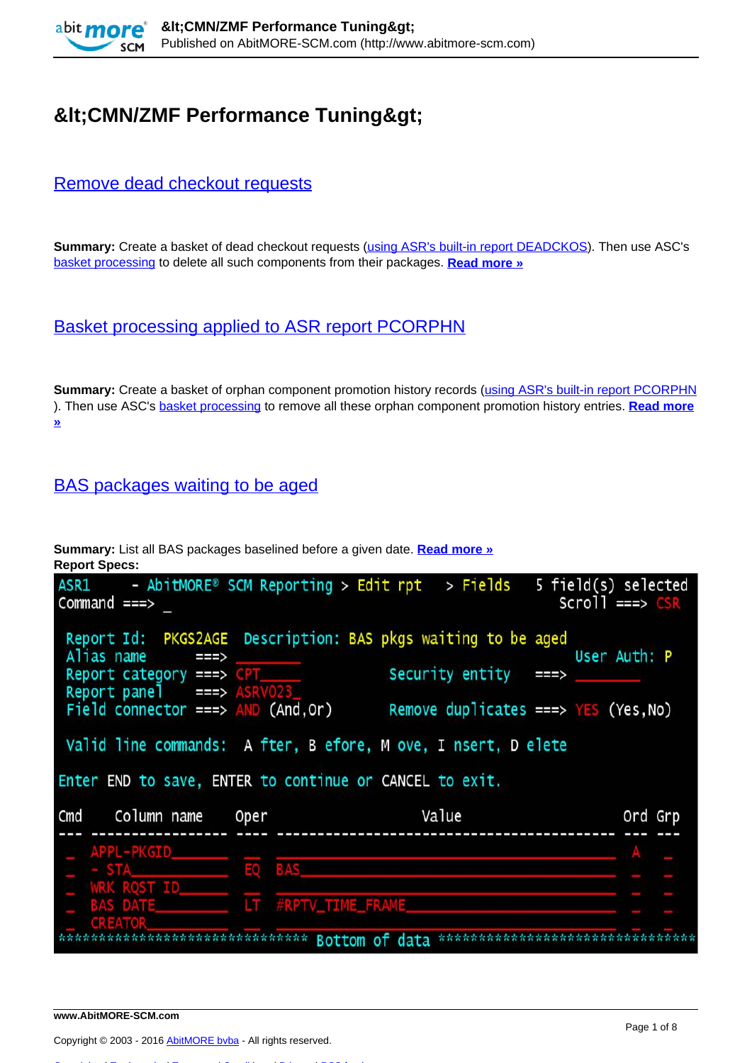# &lt;CMN/ZMF Performance Tuning&gt;

## Remove dead checkout requests

**Summary:** Create a basket of dead checkout requests (using ASR's built-in report DEADCKOS). Then use ASC's basket processing to delete all such components from their packages. **Read more »**

## Basket processing applied to ASR report PCORPHN

**Summary:** Create a basket of orphan component promotion history records (using ASR's built-in report PCORPHN ). Then use ASC's basket processing to remove all these orphan component promotion history entries. **Read more »**

## BAS packages waiting to be aged

**Summary:** List all BAS packages baselined before a given date. **Read more »**

**Report Specs:**

```
ASR1      - AbitMORE® SCM Reporting > Edit rpt   > Fields    5 field(s) selected
Command ===> _                                              Scroll ===> CSR

 Report Id:  PKGS2AGE  Description: BAS pkgs waiting to be aged
 Alias name      ===> ________                           User Auth: P
 Report category ===> CPT_____          Security entity    ===> ________
 Report panel    ===> ASRV023_
 Field connector ===> AND (And,Or)      Remove duplicates ===> YES (Yes,No)

 Valid line commands:  A fter, B efore, M ove, I nsert, D elete

Enter END to save, ENTER to continue or CANCEL to exit.

Cmd    Column name      Oper                 Value                       Ord Grp
--- ---------------- ---- ---------------------------------------- --- ---
 _   APPL-PKGID______        ________________________________________  A   _
 _   - STA___________  EQ   BAS_____________________________________  _   _
 _   WRK RQST ID_____  __   ________________________________________  _   _
 _   BAS DATE________  LT   #RPTV_TIME_FRAME________________________  _   _
 _   CREATOR_________  __   ________________________________________  _   _
******************************* Bottom of data ********************************
```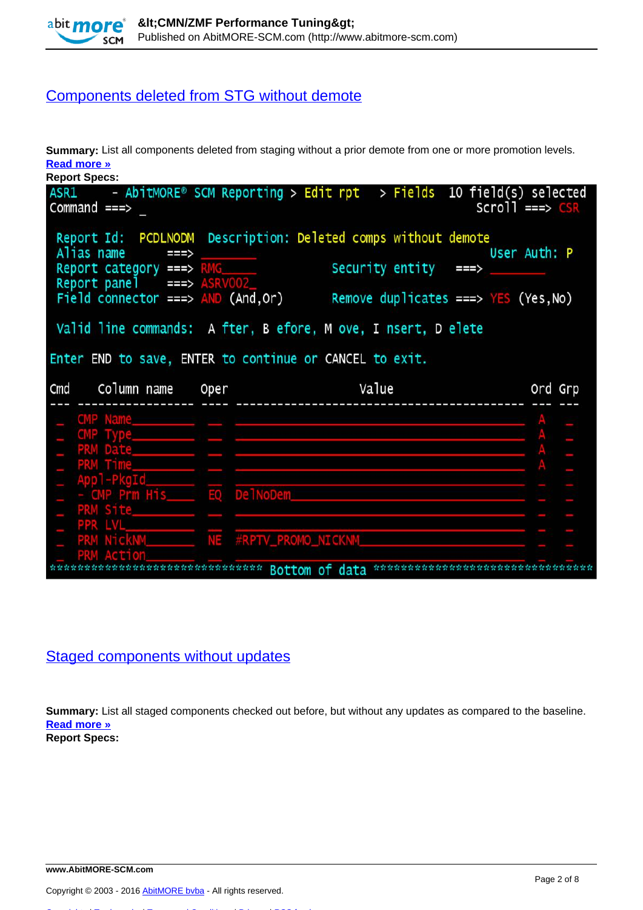## Components deleted from STG without demote

**Summary:** List all components deleted from staging without a prior demote from one or more promotion levels.
**Read more »**
**Report Specs:**

```
ASR1      - AbitMORE® SCM Reporting > Edit rpt   > Fields  10 field(s) selected
Command ===> _                                               Scroll ===> CSR

 Report Id:  PCDLNODM  Description: Deleted comps without demote
 Alias name       ===>                                          User Auth: P
 Report category ===> RMG_____            Security entity   ===> ________
 Report panel     ===> ASRV002_
 Field connector ===> AND (And,Or)        Remove duplicates ===> YES (Yes,No)

 Valid line commands:  A fter, B efore, M ove, I nsert, D elete

Enter END to save, ENTER to continue or CANCEL to exit.

Cmd    Column name     Oper                 Value                        Ord Grp
--- ---------------- ---- ------------------------------------------ --- ---
 _   CMP Name________  __  __________________________________________  A   _
 _   CMP Type________  __  __________________________________________  A   _
 _   PRM Date________  __  __________________________________________  A   _
 _   PRM Time________  __  __________________________________________  A   _
 _   Appl-PkgId______  __  __________________________________________  _   _
 _   - CMP Prm His___  EQ  DelNoDem__________________________________  _   _
 _   PRM Site________  __  __________________________________________  _   _
 _   PPR LVL_________  __  __________________________________________  _   _
 _   PRM NickNM______  NE  #RPTV_PROMO_NICKNM________________________  _   _
 _   PRM Action______  __  __________________________________________  _   _
******************************** Bottom of data ********************************
```

## Staged components without updates

**Summary:** List all staged components checked out before, but without any updates as compared to the baseline.
**Read more »**
**Report Specs:**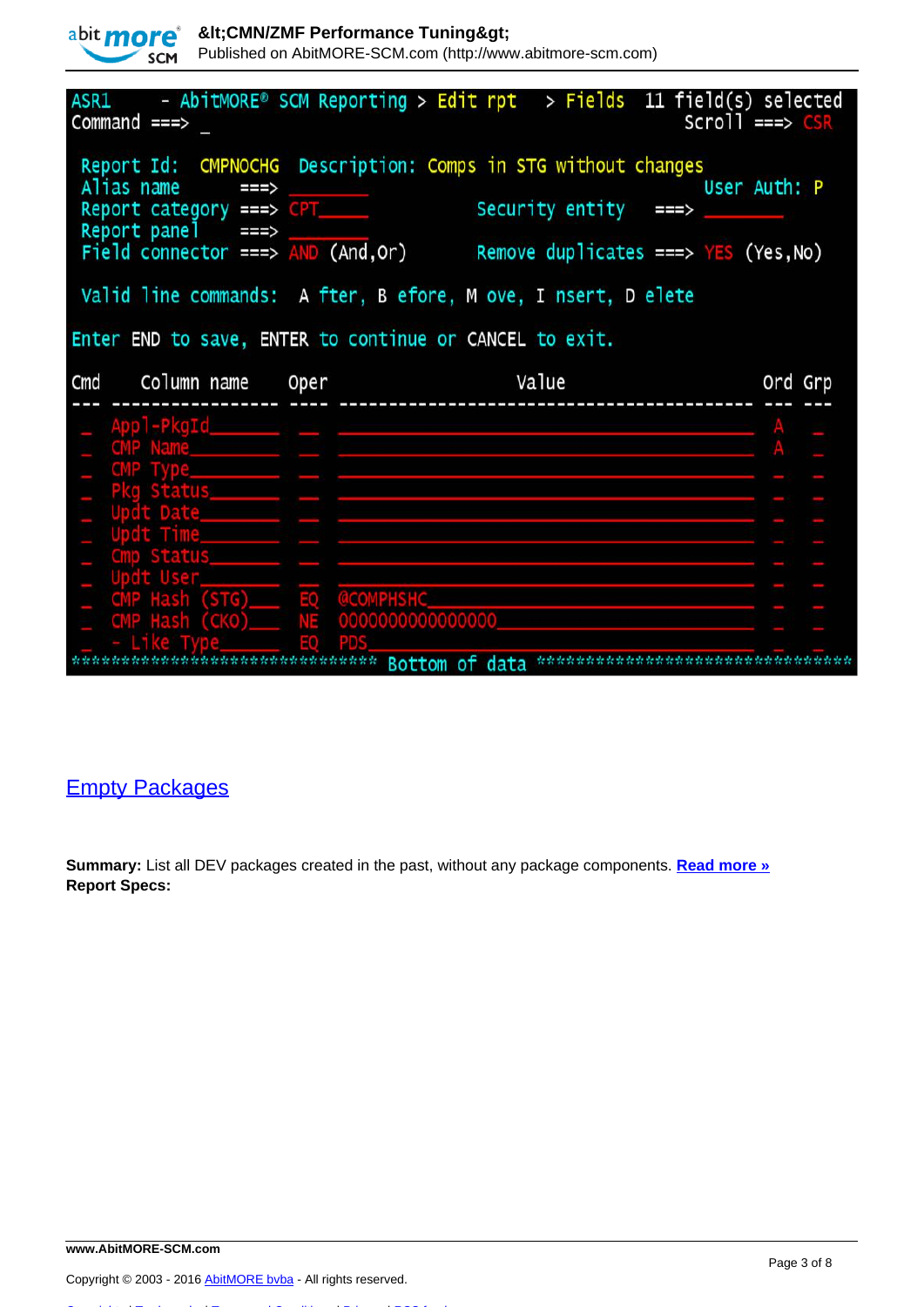```
ASR1    - AbitMORE® SCM Reporting > Edit rpt   > Fields  11 field(s) selected
Command ===> _                                                 Scroll ===> CSR

 Report Id:  CMPNOCHG  Description: Comps in STG without changes
 Alias name       ===> ________                          User Auth: P
 Report category ===> CPT_____          Security entity   ===> ________
 Report panel    ===> ________
 Field connector ===> AND (And,Or)      Remove duplicates ===> YES (Yes,No)

 Valid line commands:  A fter, B efore, M ove, I nsert, D elete

Enter END to save, ENTER to continue or CANCEL to exit.

Cmd   Column name     Oper                  Value                        Ord Grp
--- ---------------- ---- ---------------------------------------- --- ---
 _   Appl-PkgId______  _   ________________________________________  A   _
 _   CMP Name________  _   ________________________________________  A   _
 _   CMP Type________  _   ________________________________________  _   _
 _   Pkg Status______  _   ________________________________________  _   _
 _   Updt Date_______  _   ________________________________________  _   _
 _   Updt Time_______  _   ________________________________________  _   _
 _   Cmp Status______  _   ________________________________________  _   _
 _   Updt User_______  _   ________________________________________  _   _
 _   CMP Hash (STG)___ EQ  @COMPHSHC_______________________________  _   _
 _   CMP Hash (CKO)___ NE  0000000000000000________________________  _   _
 _   - Like Type_____  EQ  PDS_____________________________________  _   _
******************************** Bottom of data ********************************
```

## Empty Packages

**Summary:** List all DEV packages created in the past, without any package components. **Read more »**
**Report Specs:**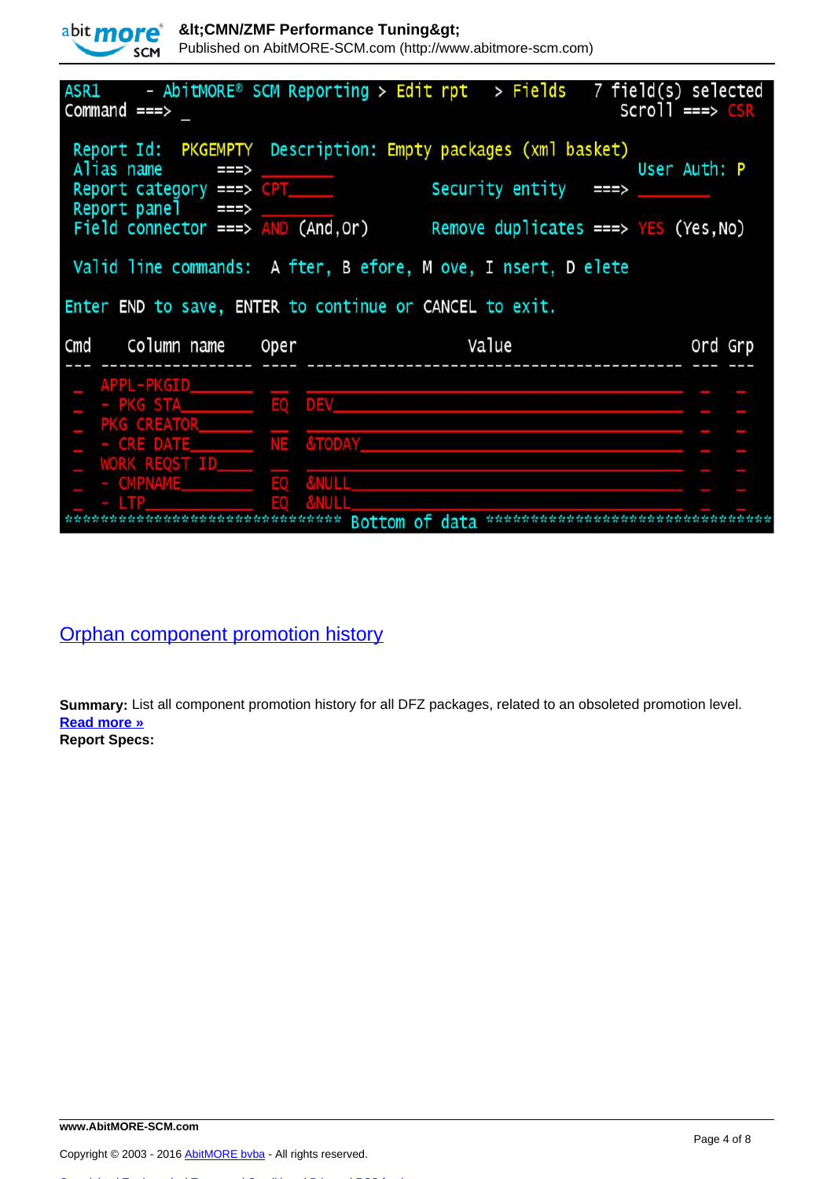```
ASR1      - AbitMORE® SCM Reporting > Edit rpt   > Fields   7 field(s) selected
Command ===> _                                              Scroll ===> CSR

 Report Id:  PKGEMPTY  Description: Empty packages (xml basket)
 Alias name       ===> ________                         User Auth: P
 Report category ===> CPT_____           Security entity    ===> ________
 Report panel     ===> ________
 Field connector ===> AND (And,Or)       Remove duplicates ===> YES (Yes,No)

 Valid line commands:  A fter, B efore, M ove, I nsert, D elete

Enter END to save, ENTER to continue or CANCEL to exit.

Cmd   Column name      Oper                     Value                        Ord Grp
--- ---------------- ---- ---------------------------------------------- --- ---
 _  APPL-PKGID_______ __   ______________________________________________  _   _
 _  - PKG STA________ EQ  DEV___________________________________________  _   _
 _  PKG CREATOR______ __   ______________________________________________  _   _
 _  - CRE DATE_______ NE  &TODAY________________________________________  _   _
 _  WORK REQST ID____ __   ______________________________________________  _   _
 _  - CMPNAME________ EQ  &NULL_________________________________________  _   _
 _  - LTP____________ EQ  &NULL_________________________________________  _   _
******************************* Bottom of data ********************************
```

## Orphan component promotion history

**Summary:** List all component promotion history for all DFZ packages, related to an obsoleted promotion level.
**Read more »**
**Report Specs:**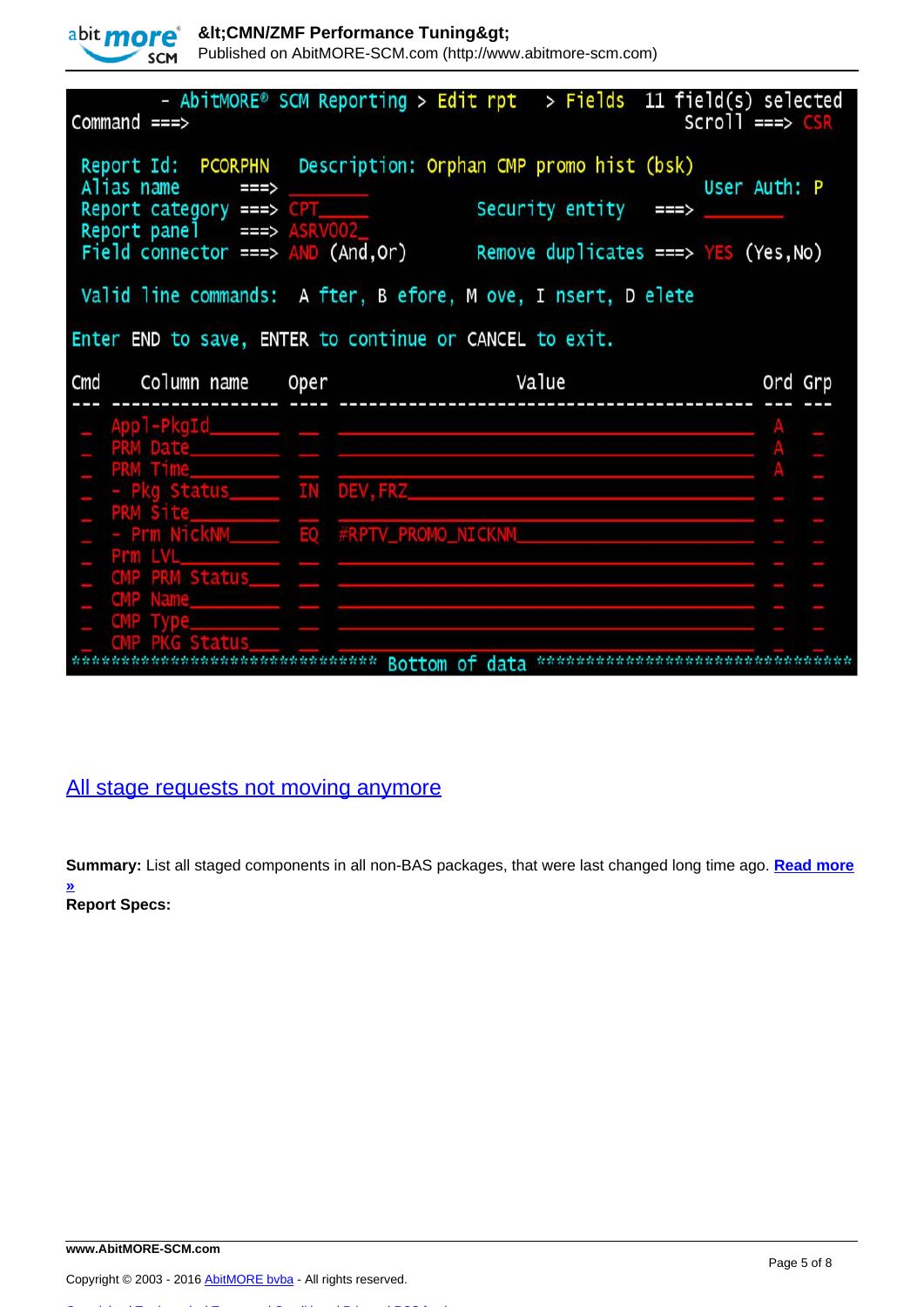```
        - AbitMORE® SCM Reporting > Edit rpt   > Fields  11 field(s) selected
Command ===>                                                   Scroll ===> CSR

 Report Id:  PCORPHN   Description: Orphan CMP promo hist (bsk)
 Alias name        ===>                                        User Auth: P
 Report category ===> CPT_____              Security entity   ===> ________
 Report panel      ===> ASRV002_
 Field connector ===> AND (And,Or)          Remove duplicates ===> YES (Yes,No)

 Valid line commands:  A fter, B efore, M ove, I nsert, D elete

Enter END to save, ENTER to continue or CANCEL to exit.

Cmd    Column name      Oper                    Value                      Ord Grp
--- ---------------- ---- ---------------------------------------- --- ---
 _   Appl-PkgId______  __  ________________________________________  A   _
 _   PRM Date________  __  ________________________________________  A   _
 _   PRM Time________  __  ________________________________________  A   _
 _   - Pkg Status____  IN  DEV,FRZ_________________________________  _   _
 _   PRM Site________  __  ________________________________________  _   _
 _   - Prm NickNM____  EQ  #RPTV_PROMO_NICKNM______________________  _   _
 _   Prm LVL_________  __  ________________________________________  _   _
 _   CMP PRM Status__  __  ________________________________________  _   _
 _   CMP Name________  __  ________________________________________  _   _
 _   CMP Type________  __  ________________________________________  _   _
 _   CMP PKG Status__  __  ________________________________________  _   _
******************************** Bottom of data ********************************
```

## [All stage requests not moving anymore]

**Summary:** List all staged components in all non-BAS packages, that were last changed long time ago. **[Read more »]**

**Report Specs:**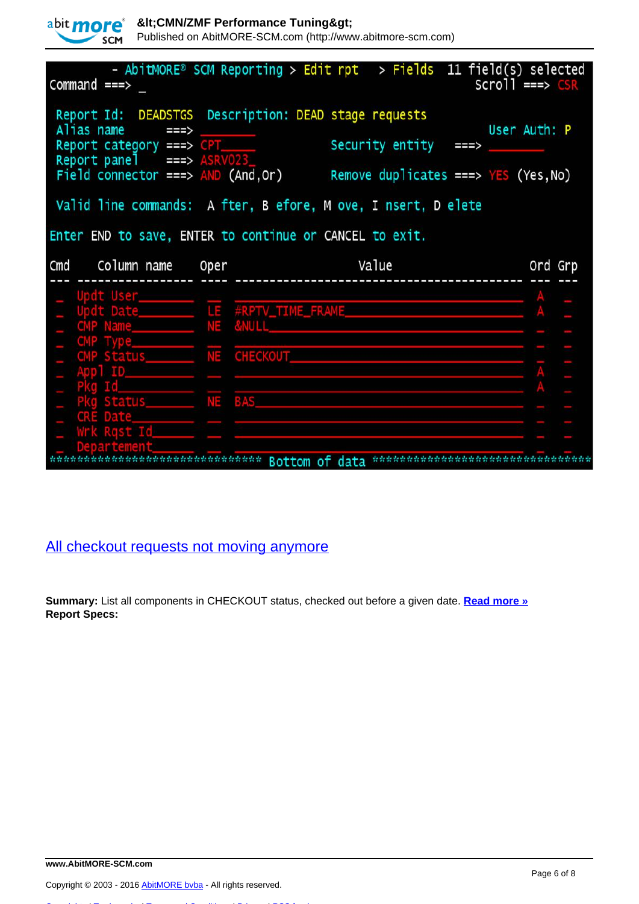```
      - AbitMORE® SCM Reporting > Edit rpt   > Fields  11 field(s) selected
Command ===> _                                          Scroll ===> CSR

 Report Id:  DEADSTGS  Description: DEAD stage requests
 Alias name        ===> ________                         User Auth: P
 Report category ===> CPT_____             Security entity    ===> ________
 Report panel     ===> ASRV023_
 Field connector ===> AND (And,Or)         Remove duplicates ===> YES (Yes,No)

 Valid line commands:  A fter, B efore, M ove, I nsert, D elete

Enter END to save, ENTER to continue or CANCEL to exit.

Cmd    Column name    Oper              Value                        Ord Grp
--- ---------------- ---- ----------------------------------------- --- ---
 _  Updt User_______  __  _________________________________________  A   _
 _  Updt Date_______  LE  #RPTV_TIME_FRAME_________________________  A   _
 _  CMP Name________  NE  &NULL____________________________________  _   _
 _  CMP Type________  __  _________________________________________  _   _
 _  CMP Status______  NE  CHECKOUT_________________________________  _   _
 _  Appl ID_________  __  _________________________________________  A   _
 _  Pkg Id__________  __  _________________________________________  A   _
 _  Pkg Status______  NE  BAS______________________________________  _   _
 _  CRE Date________  __  _________________________________________  _   _
 _  Wrk Rqst Id_____  __  _________________________________________  _   _
 _  Departement_____  __  _________________________________________  _   _
******************************** Bottom of data ********************************
```

## All checkout requests not moving anymore

**Summary:** List all components in CHECKOUT status, checked out before a given date. **Read more »**
**Report Specs:**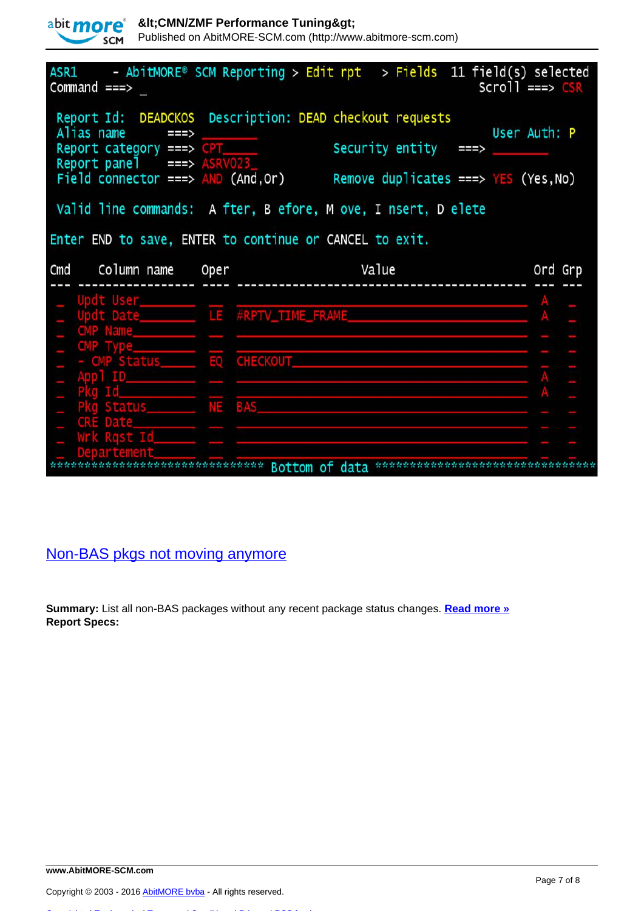```
ASR1     - AbitMORE® SCM Reporting > Edit rpt    > Fields  11 field(s) selected
Command ===> _                                                   Scroll ===> CSR

 Report Id:  DEADCKOS  Description: DEAD checkout requests
 Alias name        ===>                                          User Auth: P
 Report category ===> CPT_____              Security entity   ===> ________
 Report panel      ===> ASRV023_
 Field connector ===> AND (And,Or)          Remove duplicates ===> YES (Yes,No)

 Valid line commands:  A fter, B efore, M ove, I nsert, D elete

Enter END to save, ENTER to continue or CANCEL to exit.

Cmd    Column name    Oper                 Value                         Ord Grp
--- ---------------- ---- ---------------------------------------------- --- ---
 _   Updt User_______  __  ______________________________________________ A   _
 _   Updt Date_______  LE  #RPTV_TIME_FRAME______________________________ A   _
 _   CMP Name________  __  ______________________________________________ _   _
 _   CMP Type________  __  ______________________________________________ _   _
 _   - CMP Status____  EQ  CHECKOUT______________________________________ _   _
 _   Appl ID_________  __  ______________________________________________ A   _
 _   Pkg Id__________  __  ______________________________________________ A   _
 _   Pkg Status______  NE  BAS___________________________________________ _   _
 _   CRE Date________  __  ______________________________________________ _   _
 _   Wrk Rqst Id_____  __  ______________________________________________ _   _
 _   Departement_____  __  ______________________________________________ _   _
****************************** Bottom of data ******************************
```

## Non-BAS pkgs not moving anymore

**Summary:** List all non-BAS packages without any recent package status changes. **Read more »**
**Report Specs:**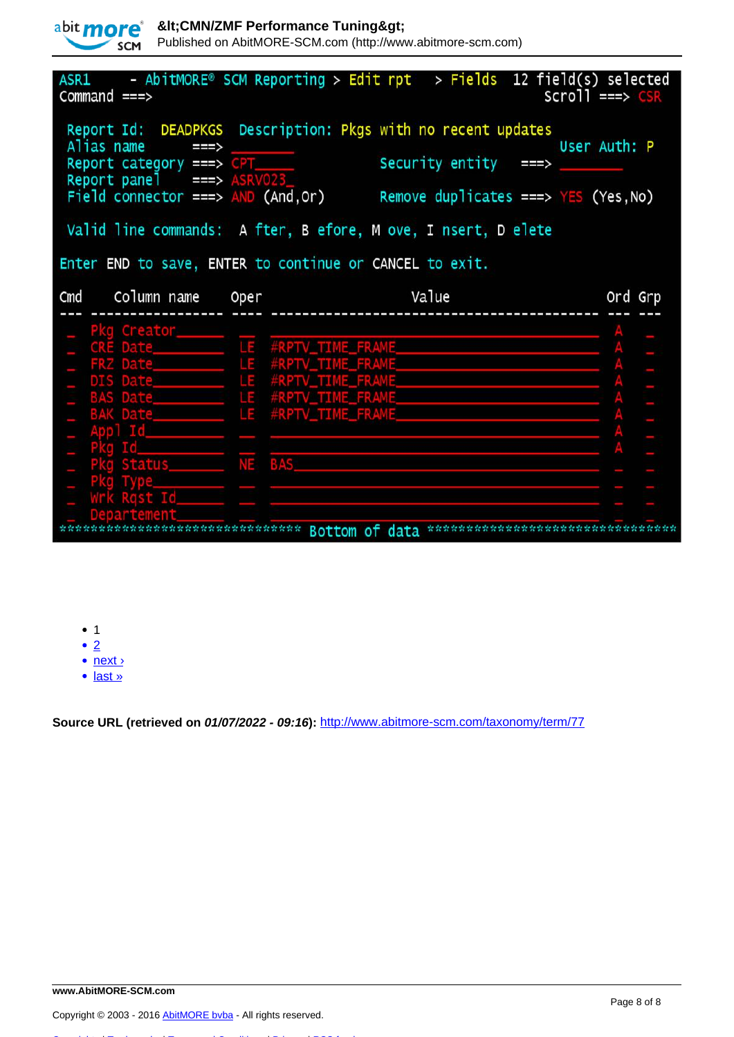```
ASR1      - AbitMORE® SCM Reporting > Edit rpt   > Fields  12 field(s) selected
Command ===>                                                     Scroll ===> CSR

 Report Id:  DEADPKGS  Description: Pkgs with no recent updates
 Alias name       ===> ________                            User Auth: P
 Report category ===> CPT_____            Security entity   ===> ________
 Report panel     ===> ASRV023_
 Field connector ===> AND (And,Or)        Remove duplicates ===> YES (Yes,No)

 Valid line commands:  A fter, B efore, M ove, I nsert, D elete

Enter END to save, ENTER to continue or CANCEL to exit.

Cmd   Column name     Oper                  Value                        Ord Grp
--- ---------------- ---- ----------------------------------------- --- ---
 _  Pkg Creator______  __  _________________________________________  A   _
 _  CRE Date_________  LE  #RPTV_TIME_FRAME__________________________  A   _
 _  FRZ Date_________  LE  #RPTV_TIME_FRAME__________________________  A   _
 _  DIS Date_________  LE  #RPTV_TIME_FRAME__________________________  A   _
 _  BAS Date_________  LE  #RPTV_TIME_FRAME__________________________  A   _
 _  BAK Date_________  LE  #RPTV_TIME_FRAME__________________________  A   _
 _  Appl Id__________  __  _________________________________________  A   _
 _  Pkg Id___________  __  _________________________________________  A   _
 _  Pkg Status_______  NE  BAS______________________________________  _   _
 _  Pkg Type_________  __  _________________________________________  _   _
 _  Wrk Rqst Id______  __  _________________________________________  _   _
 _  Departement______  __  _________________________________________  _   _
******************************** Bottom of data ********************************
```

- 1
- 2
- next ›
- last »

**Source URL (retrieved on *01/07/2022 - 09:16*):** http://www.abitmore-scm.com/taxonomy/term/77